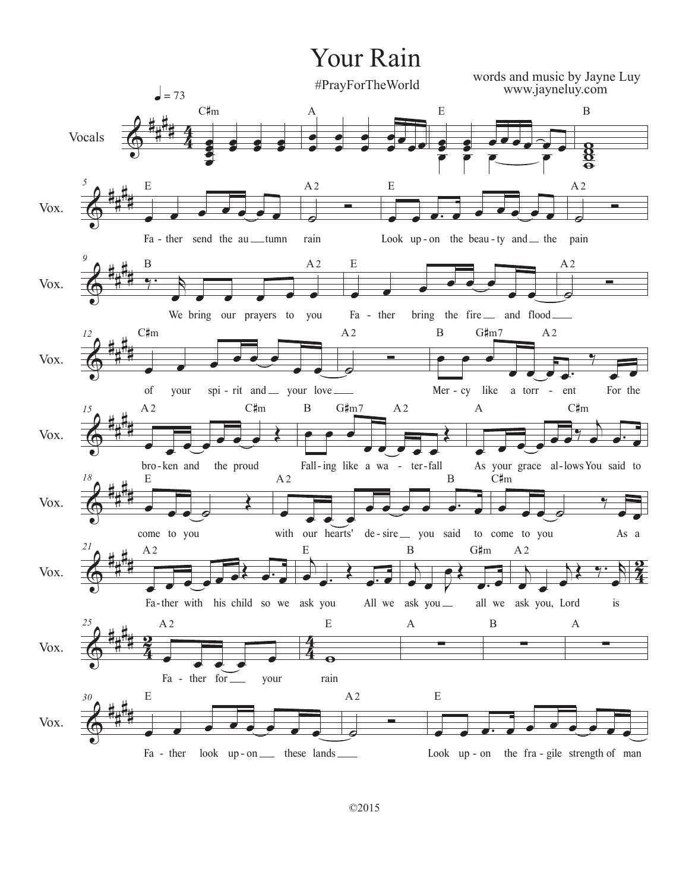# Your Rain

#PrayForTheWorld

words and music by Jayne Luy
www.jayneluy.com

♩ = 73

Vocals

C♯m A E B

E A2 E A2

Fa - ther send the au — tumn rain Look up - on the beau - ty and — the pain

B A2 E A2

We bring our prayers to you Fa - ther bring the fire — and flood —

C♯m A2 B G♯m7 A2

of your spi - rit and — your love — Mer - cy like a torr - ent For the

A2 C♯m B G♯m7 A2 A C♯m

bro - ken and the proud Fall - ing like a wa - ter - fall As your grace al - lows You said to

E A2 B C♯m

come to you with our hearts' de - sire — you said to come to you As a

A2 E B G♯m A2

Fa - ther with his child so we ask you All we ask you — all we ask you, Lord is

A2 E A B A

Fa - ther for — your rain

E A2 E

Fa - ther look up - on — these lands — Look up - on the fra - gile strength of man

©2015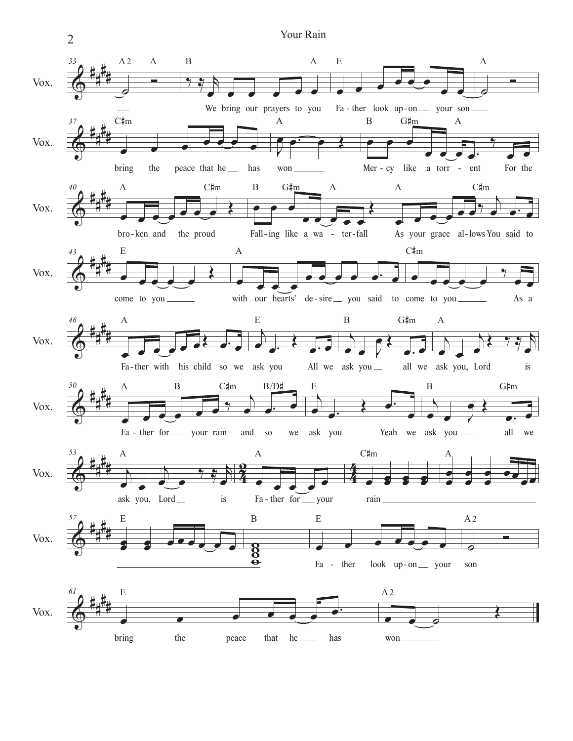We bring our prayers to you Father look upon your son

bring the peace that he has won Mercy like a torrent For the

broken and the proud Falling like a waterfall As your grace allows You said to

come to you with our hearts' desire you said to come to you As a

Father with his child so we ask you All we ask you all we ask you, Lord is

Father for your rain and so we ask you Yeah we ask you all we

ask you, Lord is Father for your rain

Father look upon your son

bring the peace that he has won